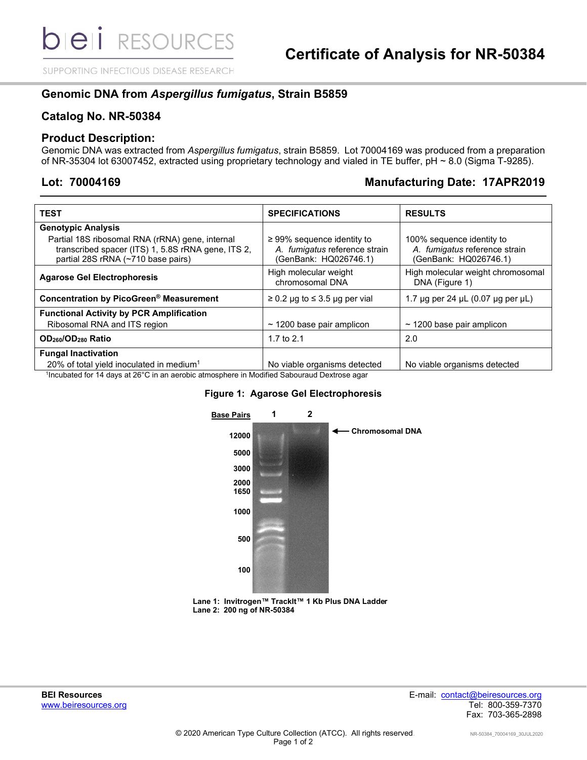# Certificate of Analysis for NR-50384

## Genomic DNA from *Aspergillus fumigatus*, Strain B5859

## Catalog No. NR-50384

## Product Description:

Genomic DNA was extracted from *Aspergillus fumigatus*, strain B5859. Lot 70004169 was produced from a preparation of NR-35304 lot 63007452, extracted using proprietary technology and vialed in TE buffer, pH ~ 8.0 (Sigma T-9285).

**Lot: 70004169** **Manufacturing Date: 17APR2019**

| TEST | SPECIFICATIONS | RESULTS |
|---|---|---|
| **Genotypic Analysis**<br>Partial 18S ribosomal RNA (rRNA) gene, internal transcribed spacer (ITS) 1, 5.8S rRNA gene, ITS 2, partial 28S rRNA (~710 base pairs) | ≥ 99% sequence identity to *A. fumigatus* reference strain (GenBank: HQ026746.1) | 100% sequence identity to *A. fumigatus* reference strain (GenBank: HQ026746.1) |
| **Agarose Gel Electrophoresis** | High molecular weight chromosomal DNA | High molecular weight chromosomal DNA (Figure 1) |
| **Concentration by PicoGreen® Measurement** | ≥ 0.2 µg to ≤ 3.5 µg per vial | 1.7 µg per 24 µL (0.07 µg per µL) |
| **Functional Activity by PCR Amplification**<br>Ribosomal RNA and ITS region | ~ 1200 base pair amplicon | ~ 1200 base pair amplicon |
| **$OD_{260}/OD_{280}$ Ratio** | 1.7 to 2.1 | 2.0 |
| **Fungal Inactivation**<br>20% of total yield inoculated in medium[1] | No viable organisms detected | No viable organisms detected |

[1]Incubated for 14 days at 26°C in an aerobic atmosphere in Modified Sabouraud Dextrose agar

**Figure 1: Agarose Gel Electrophoresis**

**Lane 1: Invitrogen™ TrackIt™ 1 Kb Plus DNA Ladder**
**Lane 2: 200 ng of NR-50384**

**BEI Resources**
www.beiresources.org

E-mail: contact@beiresources.org
Tel: 800-359-7370
Fax: 703-365-2898

© 2020 American Type Culture Collection (ATCC). All rights reserved.

NR-50384_70004169_30JUL2020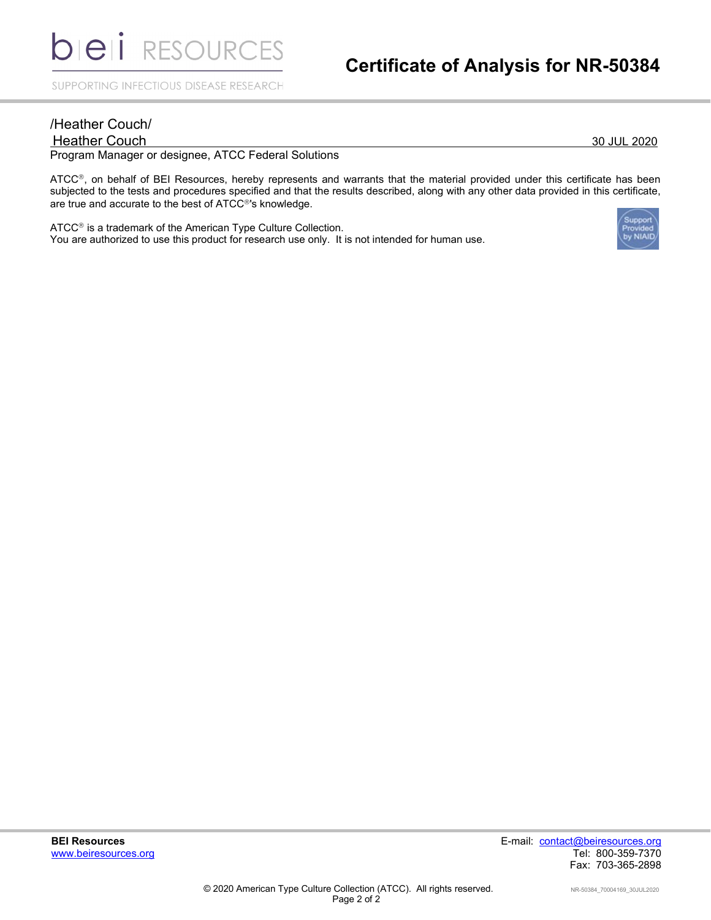/Heather Couch/

Heather Couch 30 JUL 2020

Program Manager or designee, ATCC Federal Solutions

ATCC®, on behalf of BEI Resources, hereby represents and warrants that the material provided under this certificate has been subjected to the tests and procedures specified and that the results described, along with any other data provided in this certificate, are true and accurate to the best of ATCC®'s knowledge.

ATCC® is a trademark of the American Type Culture Collection.
You are authorized to use this product for research use only. It is not intended for human use.

**BEI Resources**
www.beiresources.org

E-mail: contact@beiresources.org
Tel: 800-359-7370
Fax: 703-365-2898

© 2020 American Type Culture Collection (ATCC). All rights reserved.

NR-50384_70004169_30JUL2020